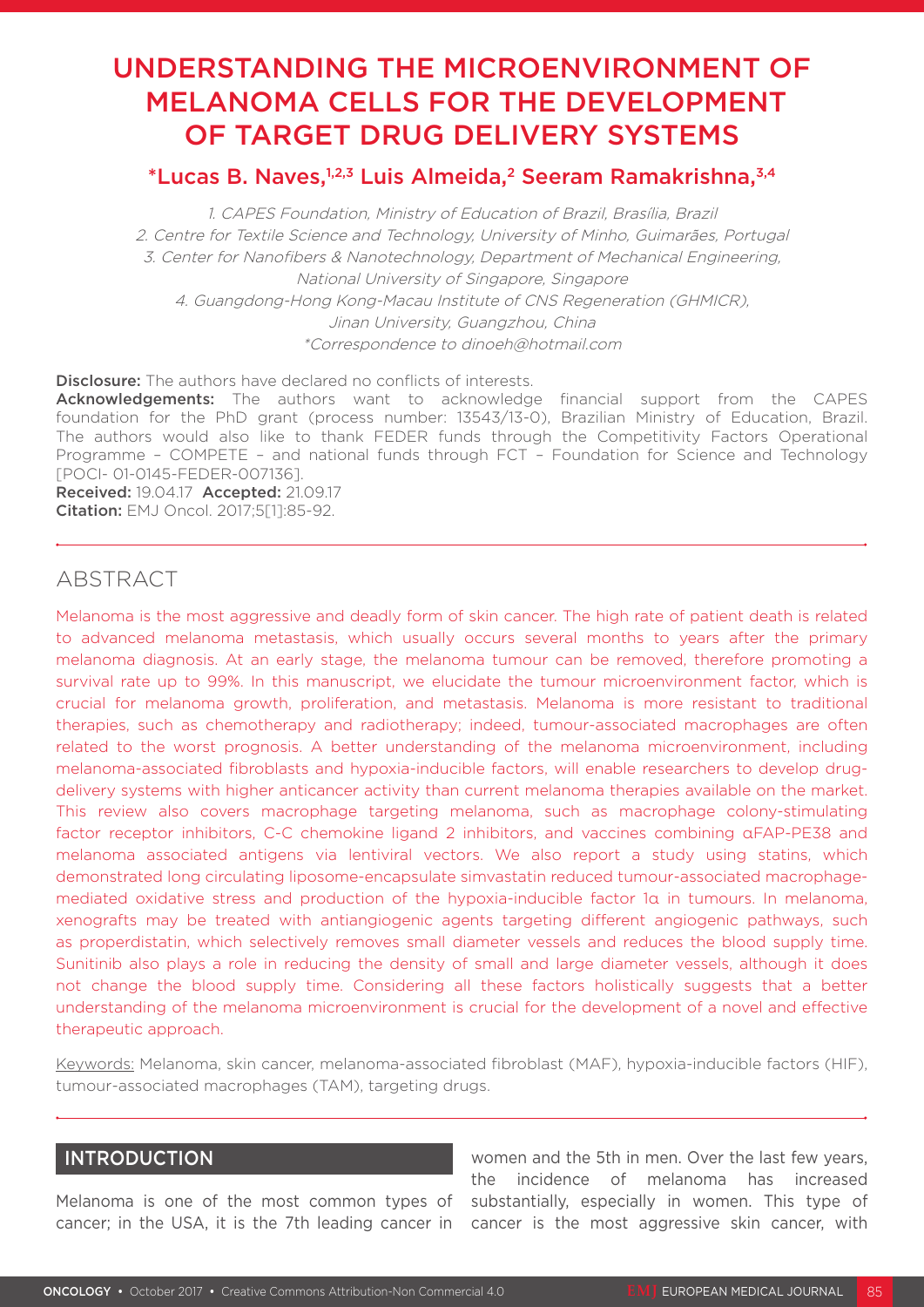# UNDERSTANDING THE MICROENVIRONMENT OF MELANOMA CELLS FOR THE DEVELOPMENT OF TARGET DRUG DELIVERY SYSTEMS

**\*Lucas B. Naves,[1,2,3] Luis Almeida,[2] Seeram Ramakrishna,[3,4]**

*1. CAPES Foundation, Ministry of Education of Brazil, Brasília, Brazil*
*2. Centre for Textile Science and Technology, University of Minho, Guimarães, Portugal*
*3. Center for Nanofibers & Nanotechnology, Department of Mechanical Engineering, National University of Singapore, Singapore*
*4. Guangdong-Hong Kong-Macau Institute of CNS Regeneration (GHMICR), Jinan University, Guangzhou, China*
*\*Correspondence to dinoeh@hotmail.com*

**Disclosure:** The authors have declared no conflicts of interests.
**Acknowledgements:** The authors want to acknowledge financial support from the CAPES foundation for the PhD grant (process number: 13543/13-0), Brazilian Ministry of Education, Brazil. The authors would also like to thank FEDER funds through the Competitivity Factors Operational Programme – COMPETE – and national funds through FCT – Foundation for Science and Technology [POCI- 01-0145-FEDER-007136].
**Received:** 19.04.17 **Accepted:** 21.09.17
**Citation:** EMJ Oncol. 2017;5[1]:85-92.

## ABSTRACT

Melanoma is the most aggressive and deadly form of skin cancer. The high rate of patient death is related to advanced melanoma metastasis, which usually occurs several months to years after the primary melanoma diagnosis. At an early stage, the melanoma tumour can be removed, therefore promoting a survival rate up to 99%. In this manuscript, we elucidate the tumour microenvironment factor, which is crucial for melanoma growth, proliferation, and metastasis. Melanoma is more resistant to traditional therapies, such as chemotherapy and radiotherapy; indeed, tumour-associated macrophages are often related to the worst prognosis. A better understanding of the melanoma microenvironment, including melanoma-associated fibroblasts and hypoxia-inducible factors, will enable researchers to develop drug-delivery systems with higher anticancer activity than current melanoma therapies available on the market. This review also covers macrophage targeting melanoma, such as macrophage colony-stimulating factor receptor inhibitors, C-C chemokine ligand 2 inhibitors, and vaccines combining αFAP-PE38 and melanoma associated antigens via lentiviral vectors. We also report a study using statins, which demonstrated long circulating liposome-encapsulate simvastatin reduced tumour-associated macrophage-mediated oxidative stress and production of the hypoxia-inducible factor 1α in tumours. In melanoma, xenografts may be treated with antiangiogenic agents targeting different angiogenic pathways, such as properdistatin, which selectively removes small diameter vessels and reduces the blood supply time. Sunitinib also plays a role in reducing the density of small and large diameter vessels, although it does not change the blood supply time. Considering all these factors holistically suggests that a better understanding of the melanoma microenvironment is crucial for the development of a novel and effective therapeutic approach.

Keywords: Melanoma, skin cancer, melanoma-associated fibroblast (MAF), hypoxia-inducible factors (HIF), tumour-associated macrophages (TAM), targeting drugs.

## INTRODUCTION

Melanoma is one of the most common types of cancer; in the USA, it is the 7th leading cancer in women and the 5th in men. Over the last few years, the incidence of melanoma has increased substantially, especially in women. This type of cancer is the most aggressive skin cancer, with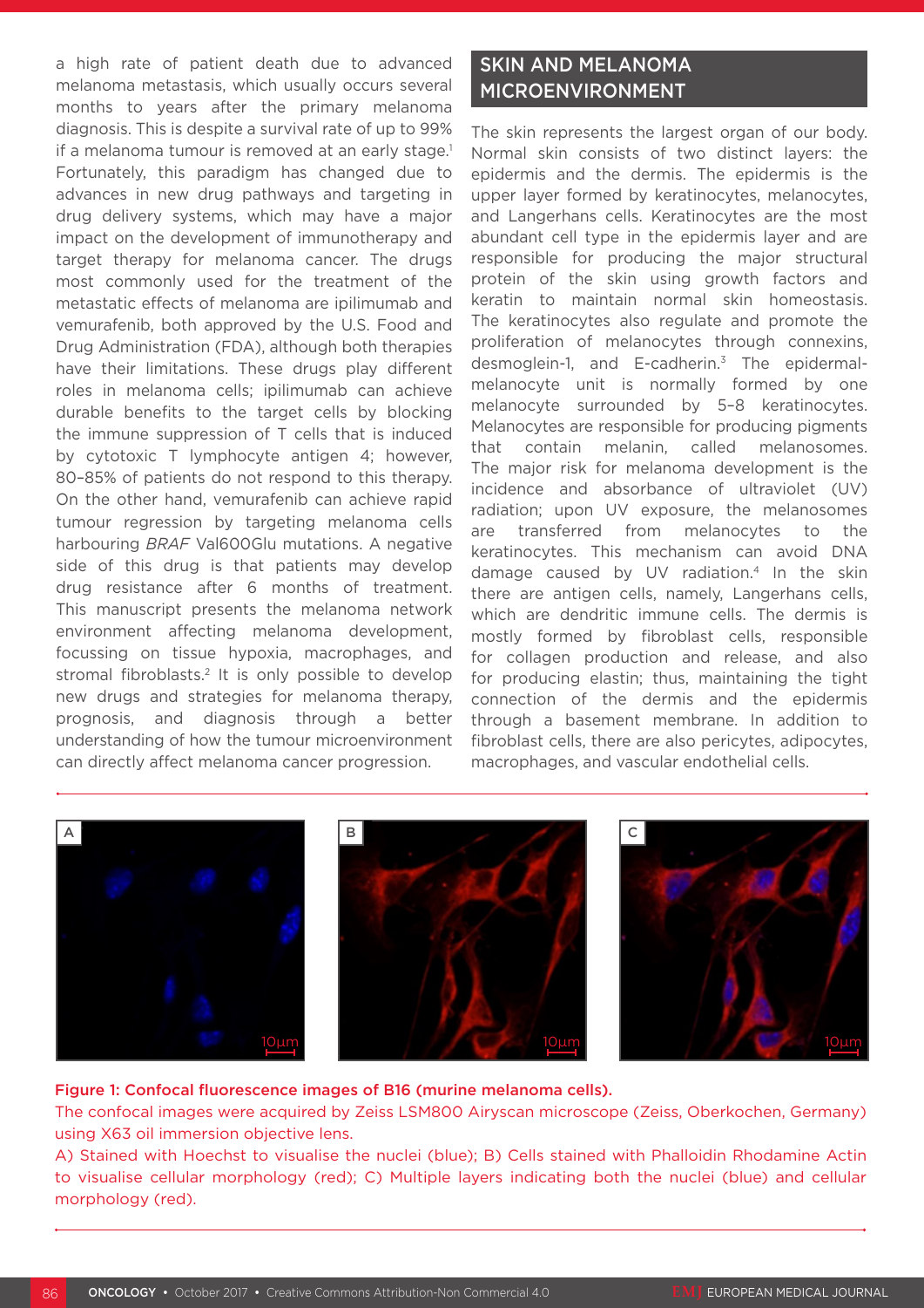a high rate of patient death due to advanced melanoma metastasis, which usually occurs several months to years after the primary melanoma diagnosis. This is despite a survival rate of up to 99% if a melanoma tumour is removed at an early stage.[1] Fortunately, this paradigm has changed due to advances in new drug pathways and targeting in drug delivery systems, which may have a major impact on the development of immunotherapy and target therapy for melanoma cancer. The drugs most commonly used for the treatment of the metastatic effects of melanoma are ipilimumab and vemurafenib, both approved by the U.S. Food and Drug Administration (FDA), although both therapies have their limitations. These drugs play different roles in melanoma cells; ipilimumab can achieve durable benefits to the target cells by blocking the immune suppression of T cells that is induced by cytotoxic T lymphocyte antigen 4; however, 80–85% of patients do not respond to this therapy. On the other hand, vemurafenib can achieve rapid tumour regression by targeting melanoma cells harbouring *BRAF* Val600Glu mutations. A negative side of this drug is that patients may develop drug resistance after 6 months of treatment. This manuscript presents the melanoma network environment affecting melanoma development, focussing on tissue hypoxia, macrophages, and stromal fibroblasts.[2] It is only possible to develop new drugs and strategies for melanoma therapy, prognosis, and diagnosis through a better understanding of how the tumour microenvironment can directly affect melanoma cancer progression.

## SKIN AND MELANOMA MICROENVIRONMENT

The skin represents the largest organ of our body. Normal skin consists of two distinct layers: the epidermis and the dermis. The epidermis is the upper layer formed by keratinocytes, melanocytes, and Langerhans cells. Keratinocytes are the most abundant cell type in the epidermis layer and are responsible for producing the major structural protein of the skin using growth factors and keratin to maintain normal skin homeostasis. The keratinocytes also regulate and promote the proliferation of melanocytes through connexins, desmoglein-1, and E-cadherin.[3] The epidermal-melanocyte unit is normally formed by one melanocyte surrounded by 5–8 keratinocytes. Melanocytes are responsible for producing pigments that contain melanin, called melanosomes. The major risk for melanoma development is the incidence and absorbance of ultraviolet (UV) radiation; upon UV exposure, the melanosomes are transferred from melanocytes to the keratinocytes. This mechanism can avoid DNA damage caused by UV radiation.[4] In the skin there are antigen cells, namely, Langerhans cells, which are dendritic immune cells. The dermis is mostly formed by fibroblast cells, responsible for collagen production and release, and also for producing elastin; thus, maintaining the tight connection of the dermis and the epidermis through a basement membrane. In addition to fibroblast cells, there are also pericytes, adipocytes, macrophages, and vascular endothelial cells.

**Figure 1: Confocal fluorescence images of B16 (murine melanoma cells).**
The confocal images were acquired by Zeiss LSM800 Airyscan microscope (Zeiss, Oberkochen, Germany) using X63 oil immersion objective lens.
A) Stained with Hoechst to visualise the nuclei (blue); B) Cells stained with Phalloidin Rhodamine Actin to visualise cellular morphology (red); C) Multiple layers indicating both the nuclei (blue) and cellular morphology (red).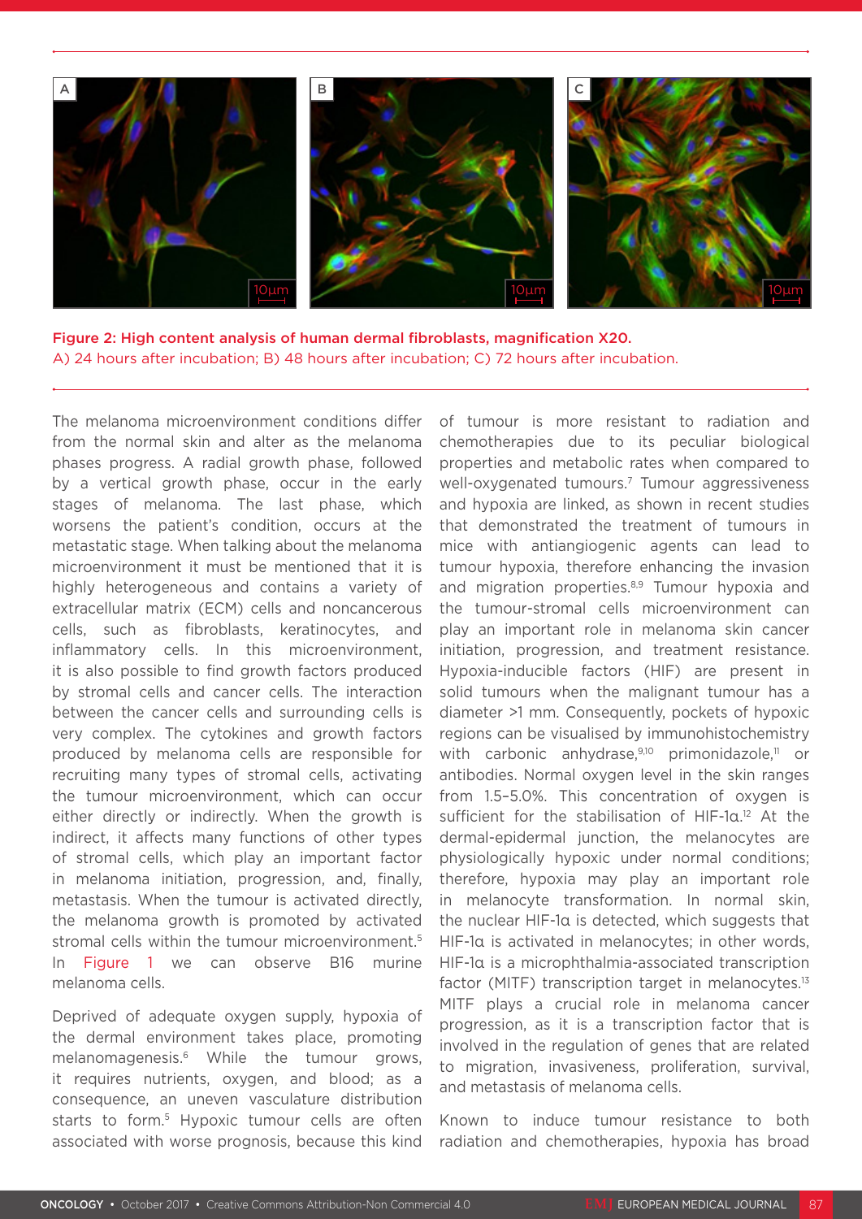**Figure 2: High content analysis of human dermal fibroblasts, magnification X20.**
A) 24 hours after incubation; B) 48 hours after incubation; C) 72 hours after incubation.

The melanoma microenvironment conditions differ from the normal skin and alter as the melanoma phases progress. A radial growth phase, followed by a vertical growth phase, occur in the early stages of melanoma. The last phase, which worsens the patient's condition, occurs at the metastatic stage. When talking about the melanoma microenvironment it must be mentioned that it is highly heterogeneous and contains a variety of extracellular matrix (ECM) cells and noncancerous cells, such as fibroblasts, keratinocytes, and inflammatory cells. In this microenvironment, it is also possible to find growth factors produced by stromal cells and cancer cells. The interaction between the cancer cells and surrounding cells is very complex. The cytokines and growth factors produced by melanoma cells are responsible for recruiting many types of stromal cells, activating the tumour microenvironment, which can occur either directly or indirectly. When the growth is indirect, it affects many functions of other types of stromal cells, which play an important factor in melanoma initiation, progression, and, finally, metastasis. When the tumour is activated directly, the melanoma growth is promoted by activated stromal cells within the tumour microenvironment.[5] In Figure 1 we can observe B16 murine melanoma cells.

Deprived of adequate oxygen supply, hypoxia of the dermal environment takes place, promoting melanomagenesis.[6] While the tumour grows, it requires nutrients, oxygen, and blood; as a consequence, an uneven vasculature distribution starts to form.[5] Hypoxic tumour cells are often associated with worse prognosis, because this kind of tumour is more resistant to radiation and chemotherapies due to its peculiar biological properties and metabolic rates when compared to well-oxygenated tumours.[7] Tumour aggressiveness and hypoxia are linked, as shown in recent studies that demonstrated the treatment of tumours in mice with antiangiogenic agents can lead to tumour hypoxia, therefore enhancing the invasion and migration properties.[8,9] Tumour hypoxia and the tumour-stromal cells microenvironment can play an important role in melanoma skin cancer initiation, progression, and treatment resistance. Hypoxia-inducible factors (HIF) are present in solid tumours when the malignant tumour has a diameter >1 mm. Consequently, pockets of hypoxic regions can be visualised by immunohistochemistry with carbonic anhydrase,[9,10] primonidazole,[11] or antibodies. Normal oxygen level in the skin ranges from 1.5–5.0%. This concentration of oxygen is sufficient for the stabilisation of HIF-1α.[12] At the dermal-epidermal junction, the melanocytes are physiologically hypoxic under normal conditions; therefore, hypoxia may play an important role in melanocyte transformation. In normal skin, the nuclear HIF-1α is detected, which suggests that HIF-1α is activated in melanocytes; in other words, HIF-1α is a microphthalmia-associated transcription factor (MITF) transcription target in melanocytes.[13] MITF plays a crucial role in melanoma cancer progression, as it is a transcription factor that is involved in the regulation of genes that are related to migration, invasiveness, proliferation, survival, and metastasis of melanoma cells.

Known to induce tumour resistance to both radiation and chemotherapies, hypoxia has broad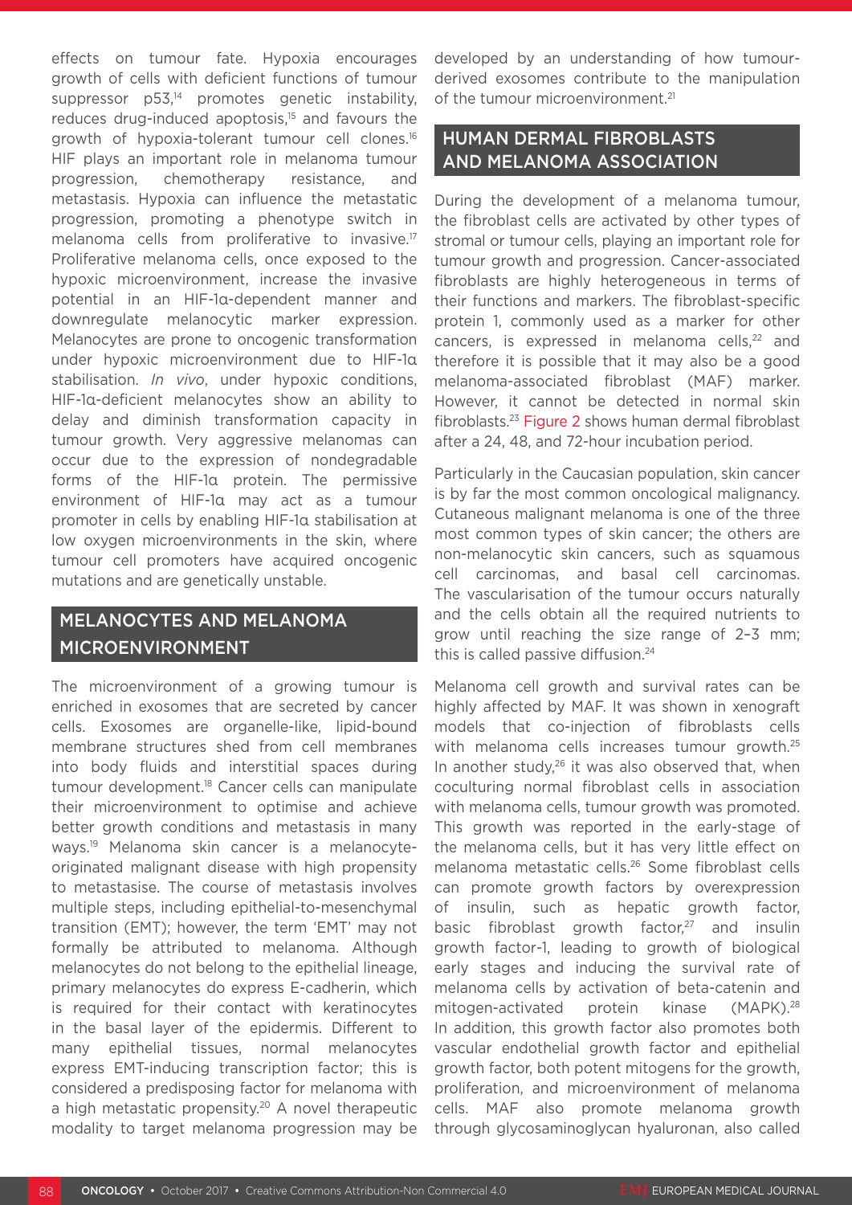effects on tumour fate. Hypoxia encourages growth of cells with deficient functions of tumour suppressor p53,[14] promotes genetic instability, reduces drug-induced apoptosis,[15] and favours the growth of hypoxia-tolerant tumour cell clones.[16] HIF plays an important role in melanoma tumour progression, chemotherapy resistance, and metastasis. Hypoxia can influence the metastatic progression, promoting a phenotype switch in melanoma cells from proliferative to invasive.[17] Proliferative melanoma cells, once exposed to the hypoxic microenvironment, increase the invasive potential in an HIF-1α-dependent manner and downregulate melanocytic marker expression. Melanocytes are prone to oncogenic transformation under hypoxic microenvironment due to HIF-1α stabilisation. *In vivo*, under hypoxic conditions, HIF-1α-deficient melanocytes show an ability to delay and diminish transformation capacity in tumour growth. Very aggressive melanomas can occur due to the expression of nondegradable forms of the HIF-1α protein. The permissive environment of HIF-1α may act as a tumour promoter in cells by enabling HIF-1α stabilisation at low oxygen microenvironments in the skin, where tumour cell promoters have acquired oncogenic mutations and are genetically unstable.

## MELANOCYTES AND MELANOMA MICROENVIRONMENT

The microenvironment of a growing tumour is enriched in exosomes that are secreted by cancer cells. Exosomes are organelle-like, lipid-bound membrane structures shed from cell membranes into body fluids and interstitial spaces during tumour development.[18] Cancer cells can manipulate their microenvironment to optimise and achieve better growth conditions and metastasis in many ways.[19] Melanoma skin cancer is a melanocyte-originated malignant disease with high propensity to metastasise. The course of metastasis involves multiple steps, including epithelial-to-mesenchymal transition (EMT); however, the term 'EMT' may not formally be attributed to melanoma. Although melanocytes do not belong to the epithelial lineage, primary melanocytes do express E-cadherin, which is required for their contact with keratinocytes in the basal layer of the epidermis. Different to many epithelial tissues, normal melanocytes express EMT-inducing transcription factor; this is considered a predisposing factor for melanoma with a high metastatic propensity.[20] A novel therapeutic modality to target melanoma progression may be developed by an understanding of how tumour-derived exosomes contribute to the manipulation of the tumour microenvironment.[21]

## HUMAN DERMAL FIBROBLASTS AND MELANOMA ASSOCIATION

During the development of a melanoma tumour, the fibroblast cells are activated by other types of stromal or tumour cells, playing an important role for tumour growth and progression. Cancer-associated fibroblasts are highly heterogeneous in terms of their functions and markers. The fibroblast-specific protein 1, commonly used as a marker for other cancers, is expressed in melanoma cells,[22] and therefore it is possible that it may also be a good melanoma-associated fibroblast (MAF) marker. However, it cannot be detected in normal skin fibroblasts.[23] Figure 2 shows human dermal fibroblast after a 24, 48, and 72-hour incubation period.

Particularly in the Caucasian population, skin cancer is by far the most common oncological malignancy. Cutaneous malignant melanoma is one of the three most common types of skin cancer; the others are non-melanocytic skin cancers, such as squamous cell carcinomas, and basal cell carcinomas. The vascularisation of the tumour occurs naturally and the cells obtain all the required nutrients to grow until reaching the size range of 2–3 mm; this is called passive diffusion.[24]

Melanoma cell growth and survival rates can be highly affected by MAF. It was shown in xenograft models that co-injection of fibroblasts cells with melanoma cells increases tumour growth.[25] In another study,[26] it was also observed that, when coculturing normal fibroblast cells in association with melanoma cells, tumour growth was promoted. This growth was reported in the early-stage of the melanoma cells, but it has very little effect on melanoma metastatic cells.[26] Some fibroblast cells can promote growth factors by overexpression of insulin, such as hepatic growth factor, basic fibroblast growth factor,[27] and insulin growth factor-1, leading to growth of biological early stages and inducing the survival rate of melanoma cells by activation of beta-catenin and mitogen-activated protein kinase (MAPK).[28] In addition, this growth factor also promotes both vascular endothelial growth factor and epithelial growth factor, both potent mitogens for the growth, proliferation, and microenvironment of melanoma cells. MAF also promote melanoma growth through glycosaminoglycan hyaluronan, also called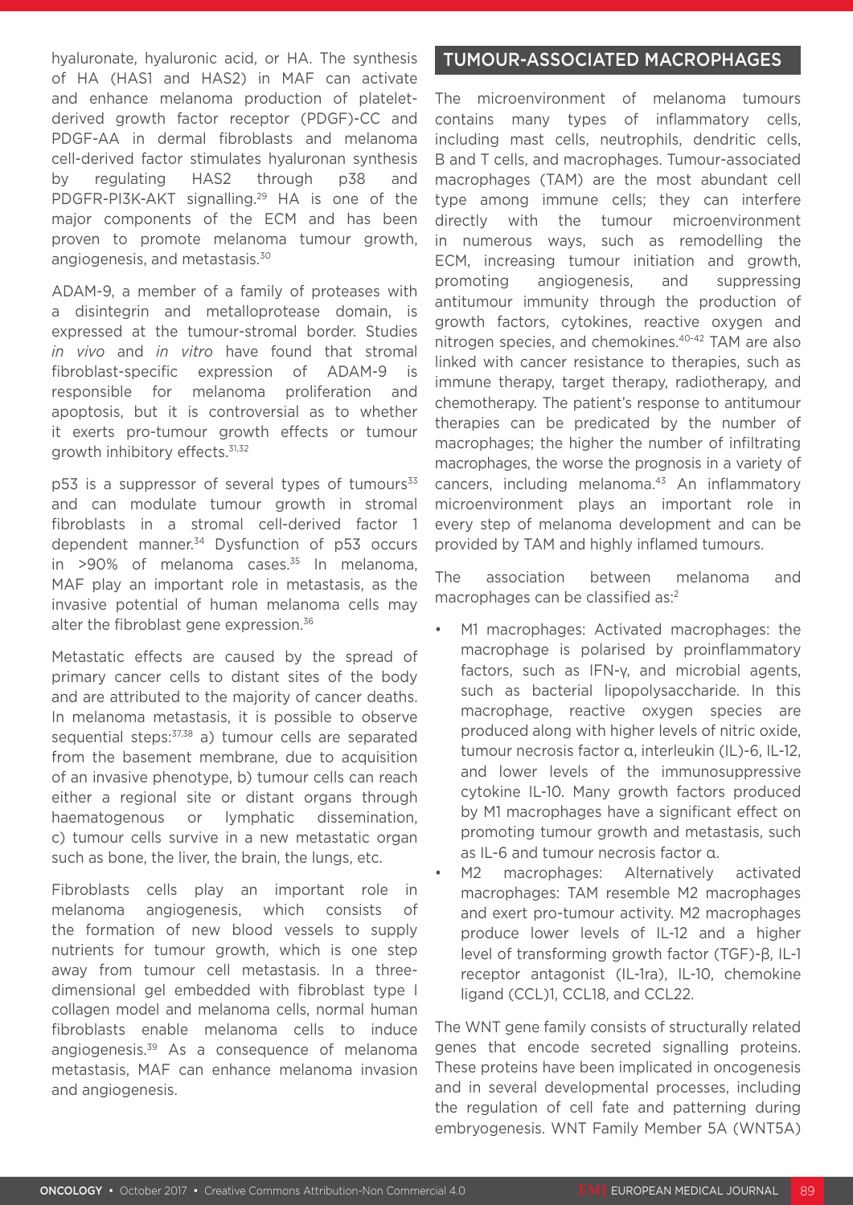hyaluronate, hyaluronic acid, or HA. The synthesis of HA (HAS1 and HAS2) in MAF can activate and enhance melanoma production of platelet-derived growth factor receptor (PDGF)-CC and PDGF-AA in dermal fibroblasts and melanoma cell-derived factor stimulates hyaluronan synthesis by regulating HAS2 through p38 and PDGFR-PI3K-AKT signalling.[29] HA is one of the major components of the ECM and has been proven to promote melanoma tumour growth, angiogenesis, and metastasis.[30]

ADAM-9, a member of a family of proteases with a disintegrin and metalloprotease domain, is expressed at the tumour-stromal border. Studies *in vivo* and *in vitro* have found that stromal fibroblast-specific expression of ADAM-9 is responsible for melanoma proliferation and apoptosis, but it is controversial as to whether it exerts pro-tumour growth effects or tumour growth inhibitory effects.[31,32]

p53 is a suppressor of several types of tumours[33] and can modulate tumour growth in stromal fibroblasts in a stromal cell-derived factor 1 dependent manner.[34] Dysfunction of p53 occurs in >90% of melanoma cases.[35] In melanoma, MAF play an important role in metastasis, as the invasive potential of human melanoma cells may alter the fibroblast gene expression.[36]

Metastatic effects are caused by the spread of primary cancer cells to distant sites of the body and are attributed to the majority of cancer deaths. In melanoma metastasis, it is possible to observe sequential steps:[37,38] a) tumour cells are separated from the basement membrane, due to acquisition of an invasive phenotype, b) tumour cells can reach either a regional site or distant organs through haematogenous or lymphatic dissemination, c) tumour cells survive in a new metastatic organ such as bone, the liver, the brain, the lungs, etc.

Fibroblasts cells play an important role in melanoma angiogenesis, which consists of the formation of new blood vessels to supply nutrients for tumour growth, which is one step away from tumour cell metastasis. In a three-dimensional gel embedded with fibroblast type I collagen model and melanoma cells, normal human fibroblasts enable melanoma cells to induce angiogenesis.[39] As a consequence of melanoma metastasis, MAF can enhance melanoma invasion and angiogenesis.

## TUMOUR-ASSOCIATED MACROPHAGES

The microenvironment of melanoma tumours contains many types of inflammatory cells, including mast cells, neutrophils, dendritic cells, B and T cells, and macrophages. Tumour-associated macrophages (TAM) are the most abundant cell type among immune cells; they can interfere directly with the tumour microenvironment in numerous ways, such as remodelling the ECM, increasing tumour initiation and growth, promoting angiogenesis, and suppressing antitumour immunity through the production of growth factors, cytokines, reactive oxygen and nitrogen species, and chemokines.[40-42] TAM are also linked with cancer resistance to therapies, such as immune therapy, target therapy, radiotherapy, and chemotherapy. The patient's response to antitumour therapies can be predicated by the number of macrophages; the higher the number of infiltrating macrophages, the worse the prognosis in a variety of cancers, including melanoma.[43] An inflammatory microenvironment plays an important role in every step of melanoma development and can be provided by TAM and highly inflamed tumours.

The association between melanoma and macrophages can be classified as:[2]

- M1 macrophages: Activated macrophages: the macrophage is polarised by proinflammatory factors, such as IFN-γ, and microbial agents, such as bacterial lipopolysaccharide. In this macrophage, reactive oxygen species are produced along with higher levels of nitric oxide, tumour necrosis factor α, interleukin (IL)-6, IL-12, and lower levels of the immunosuppressive cytokine IL-10. Many growth factors produced by M1 macrophages have a significant effect on promoting tumour growth and metastasis, such as IL-6 and tumour necrosis factor α.
- M2 macrophages: Alternatively activated macrophages: TAM resemble M2 macrophages and exert pro-tumour activity. M2 macrophages produce lower levels of IL-12 and a higher level of transforming growth factor (TGF)-β, IL-1 receptor antagonist (IL-1ra), IL-10, chemokine ligand (CCL)1, CCL18, and CCL22.

The WNT gene family consists of structurally related genes that encode secreted signalling proteins. These proteins have been implicated in oncogenesis and in several developmental processes, including the regulation of cell fate and patterning during embryogenesis. WNT Family Member 5A (WNT5A)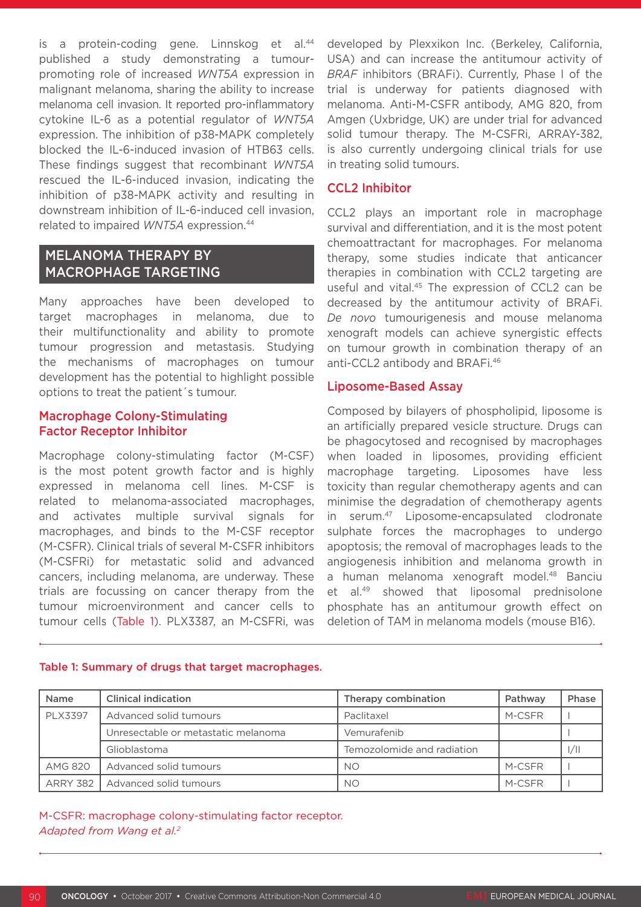is a protein-coding gene. Linnskog et al.[44] published a study demonstrating a tumour-promoting role of increased *WNT5A* expression in malignant melanoma, sharing the ability to increase melanoma cell invasion. It reported pro-inflammatory cytokine IL-6 as a potential regulator of *WNT5A* expression. The inhibition of p38-MAPK completely blocked the IL-6-induced invasion of HTB63 cells. These findings suggest that recombinant *WNT5A* rescued the IL-6-induced invasion, indicating the inhibition of p38-MAPK activity and resulting in downstream inhibition of IL-6-induced cell invasion, related to impaired *WNT5A* expression.[44]

## MELANOMA THERAPY BY MACROPHAGE TARGETING

Many approaches have been developed to target macrophages in melanoma, due to their multifunctionality and ability to promote tumour progression and metastasis. Studying the mechanisms of macrophages on tumour development has the potential to highlight possible options to treat the patient´s tumour.

### Macrophage Colony-Stimulating Factor Receptor Inhibitor

Macrophage colony-stimulating factor (M-CSF) is the most potent growth factor and is highly expressed in melanoma cell lines. M-CSF is related to melanoma-associated macrophages, and activates multiple survival signals for macrophages, and binds to the M-CSF receptor (M-CSFR). Clinical trials of several M-CSFR inhibitors (M-CSFRi) for metastatic solid and advanced cancers, including melanoma, are underway. These trials are focussing on cancer therapy from the tumour microenvironment and cancer cells to tumour cells (Table 1). PLX3387, an M-CSFRi, was developed by Plexxikon Inc. (Berkeley, California, USA) and can increase the antitumour activity of *BRAF* inhibitors (BRAFi). Currently, Phase I of the trial is underway for patients diagnosed with melanoma. Anti-M-CSFR antibody, AMG 820, from Amgen (Uxbridge, UK) are under trial for advanced solid tumour therapy. The M-CSFRi, ARRAY-382, is also currently undergoing clinical trials for use in treating solid tumours.

### CCL2 Inhibitor

CCL2 plays an important role in macrophage survival and differentiation, and it is the most potent chemoattractant for macrophages. For melanoma therapy, some studies indicate that anticancer therapies in combination with CCL2 targeting are useful and vital.[45] The expression of CCL2 can be decreased by the antitumour activity of BRAFi. *De novo* tumourigenesis and mouse melanoma xenograft models can achieve synergistic effects on tumour growth in combination therapy of an anti-CCL2 antibody and BRAFi.[46]

### Liposome-Based Assay

Composed by bilayers of phospholipid, liposome is an artificially prepared vesicle structure. Drugs can be phagocytosed and recognised by macrophages when loaded in liposomes, providing efficient macrophage targeting. Liposomes have less toxicity than regular chemotherapy agents and can minimise the degradation of chemotherapy agents in serum.[47] Liposome-encapsulated clodronate sulphate forces the macrophages to undergo apoptosis; the removal of macrophages leads to the angiogenesis inhibition and melanoma growth in a human melanoma xenograft model.[48] Banciu et al.[49] showed that liposomal prednisolone phosphate has an antitumour growth effect on deletion of TAM in melanoma models (mouse B16).

Table 1: Summary of drugs that target macrophages.

| Name | Clinical indication | Therapy combination | Pathway | Phase |
|---|---|---|---|---|
| PLX3397 | Advanced solid tumours | Paclitaxel | M-CSFR | I |
| | Unresectable or metastatic melanoma | Vemurafenib | | I |
| | Glioblastoma | Temozolomide and radiation | | I/II |
| AMG 820 | Advanced solid tumours | NO | M-CSFR | I |
| ARRY 382 | Advanced solid tumours | NO | M-CSFR | I |

M-CSFR: macrophage colony-stimulating factor receptor.
*Adapted from Wang et al.[2]*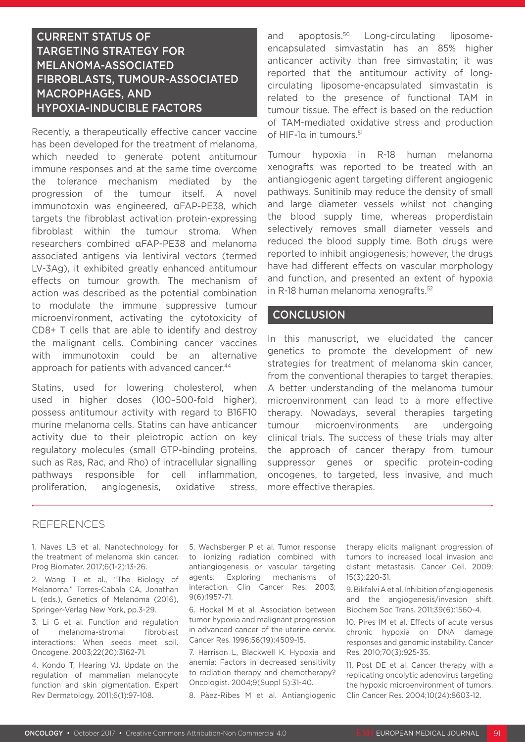## CURRENT STATUS OF TARGETING STRATEGY FOR MELANOMA-ASSOCIATED FIBROBLASTS, TUMOUR-ASSOCIATED MACROPHAGES, AND HYPOXIA-INDUCIBLE FACTORS

Recently, a therapeutically effective cancer vaccine has been developed for the treatment of melanoma, which needed to generate potent antitumour immune responses and at the same time overcome the tolerance mechanism mediated by the progression of the tumour itself. A novel immunotoxin was engineered, αFAP-PE38, which targets the fibroblast activation protein-expressing fibroblast within the tumour stroma. When researchers combined αFAP-PE38 and melanoma associated antigens via lentiviral vectors (termed LV-3Ag), it exhibited greatly enhanced antitumour effects on tumour growth. The mechanism of action was described as the potential combination to modulate the immune suppressive tumour microenvironment, activating the cytotoxicity of CD8+ T cells that are able to identify and destroy the malignant cells. Combining cancer vaccines with immunotoxin could be an alternative approach for patients with advanced cancer.[44]

Statins, used for lowering cholesterol, when used in higher doses (100–500-fold higher), possess antitumour activity with regard to B16F10 murine melanoma cells. Statins can have anticancer activity due to their pleiotropic action on key regulatory molecules (small GTP-binding proteins, such as Ras, Rac, and Rho) of intracellular signalling pathways responsible for cell inflammation, proliferation, angiogenesis, oxidative stress, and apoptosis.[50] Long-circulating liposome-encapsulated simvastatin has an 85% higher anticancer activity than free simvastatin; it was reported that the antitumour activity of long-circulating liposome-encapsulated simvastatin is related to the presence of functional TAM in tumour tissue. The effect is based on the reduction of TAM-mediated oxidative stress and production of HIF-1α in tumours.[51]

Tumour hypoxia in R-18 human melanoma xenografts was reported to be treated with an antiangiogenic agent targeting different angiogenic pathways. Sunitinib may reduce the density of small and large diameter vessels whilst not changing the blood supply time, whereas properdistain selectively removes small diameter vessels and reduced the blood supply time. Both drugs were reported to inhibit angiogenesis; however, the drugs have had different effects on vascular morphology and function, and presented an extent of hypoxia in R-18 human melanoma xenografts.[52]

## CONCLUSION

In this manuscript, we elucidated the cancer genetics to promote the development of new strategies for treatment of melanoma skin cancer, from the conventional therapies to target therapies. A better understanding of the melanoma tumour microenvironment can lead to a more effective therapy. Nowadays, several therapies targeting tumour microenvironments are undergoing clinical trials. The success of these trials may alter the approach of cancer therapy from tumour suppressor genes or specific protein-coding oncogenes, to targeted, less invasive, and much more effective therapies.

## REFERENCES

1. Naves LB et al. Nanotechnology for the treatment of melanoma skin cancer. Prog Biomater. 2017;6(1-2):13-26.
2. Wang T et al., "The Biology of Melanoma," Torres-Cabala CA, Jonathan L (eds.), Genetics of Melanoma (2016), Springer-Verlag New York, pp.3-29.
3. Li G et al. Function and regulation of melanoma-stromal fibroblast interactions: When seeds meet soil. Oncogene. 2003;22(20):3162-71.
4. Kondo T, Hearing VJ. Update on the regulation of mammalian melanocyte function and skin pigmentation. Expert Rev Dermatology. 2011;6(1):97-108.
5. Wachsberger P et al. Tumor response to ionizing radiation combined with antiangiogenesis or vascular targeting agents: Exploring mechanisms of interaction. Clin Cancer Res. 2003; 9(6):1957-71.
6. Hockel M et al. Association between tumor hypoxia and malignant progression in advanced cancer of the uterine cervix. Cancer Res. 1996;56(19):4509-15.
7. Harrison L, Blackwell K. Hypoxia and anemia: Factors in decreased sensitivity to radiation therapy and chemotherapy? Oncologist. 2004;9(Suppl 5):31-40.
8. Pàez-Ribes M et al. Antiangiogenic therapy elicits malignant progression of tumors to increased local invasion and distant metastasis. Cancer Cell. 2009; 15(3):220-31.
9. Bikfalvi A et al. Inhibition of angiogenesis and the angiogenesis/invasion shift. Biochem Soc Trans. 2011;39(6):1560-4.
10. Pires IM et al. Effects of acute versus chronic hypoxia on DNA damage responses and genomic instability. Cancer Res. 2010;70(3):925-35.
11. Post DE et al. Cancer therapy with a replicating oncolytic adenovirus targeting the hypoxic microenvironment of tumors. Clin Cancer Res. 2004;10(24):8603-12.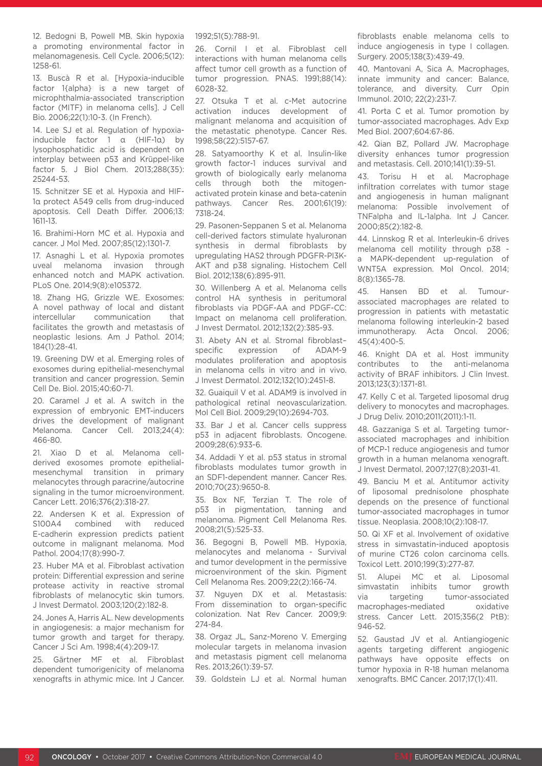12. Bedogni B, Powell MB. Skin hypoxia a promoting environmental factor in melanomagenesis. Cell Cycle. 2006;5(12):1258-61.

13. Buscà R et al. [Hypoxia-inducible factor 1{alpha} is a new target of microphthalmia-associated transcription factor (MITF) in melanoma cells]. J Cell Bio. 2006;22(1):10-3. (In French).

14. Lee SJ et al. Regulation of hypoxia-inducible factor 1 α (HIF-1α) by lysophosphatidic acid is dependent on interplay between p53 and Krüppel-like factor 5. J Biol Chem. 2013;288(35):25244-53.

15. Schnitzer SE et al. Hypoxia and HIF-1α protect A549 cells from drug-induced apoptosis. Cell Death Differ. 2006;13:1611-13.

16. Brahimi-Horn MC et al. Hypoxia and cancer. J Mol Med. 2007;85(12):1301-7.

17. Asnaghi L et al. Hypoxia promotes uveal melanoma invasion through enhanced notch and MAPK activation. PLoS One. 2014;9(8):e105372.

18. Zhang HG, Grizzle WE. Exosomes: A novel pathway of local and distant intercellular communication that facilitates the growth and metastasis of neoplastic lesions. Am J Pathol. 2014;184(1):28-41.

19. Greening DW et al. Emerging roles of exosomes during epithelial-mesenchymal transition and cancer progression. Semin Cell De. Biol. 2015;40:60-71.

20. Caramel J et al. A switch in the expression of embryonic EMT-inducers drives the development of malignant Melanoma. Cancer Cell. 2013;24(4):466-80.

21. Xiao D et al. Melanoma cell-derived exosomes promote epithelial-mesenchymal transition in primary melanocytes through paracrine/autocrine signaling in the tumor microenvironment. Cancer Lett. 2016;376(2):318-27.

22. Andersen K et al. Expression of S100A4 combined with reduced E-cadherin expression predicts patient outcome in malignant melanoma. Mod Pathol. 2004;17(8):990-7.

23. Huber MA et al. Fibroblast activation protein: Differential expression and serine protease activity in reactive stromal fibroblasts of melanocytic skin tumors. J Invest Dermatol. 2003;120(2):182-8.

24. Jones A, Harris AL. New developments in angiogenesis: a major mechanism for tumor growth and target for therapy. Cancer J Sci Am. 1998;4(4):209-17.

25. Gärtner MF et al. Fibroblast dependent tumorigenicity of melanoma xenografts in athymic mice. Int J Cancer. 1992;51(5):788-91.

26. Cornil I et al. Fibroblast cell interactions with human melanoma cells affect tumor cell growth as a function of tumor progression. PNAS. 1991;88(14):6028-32.

27. Otsuka T et al. c-Met autocrine activation induces development of malignant melanoma and acquisition of the metastatic phenotype. Cancer Res. 1998;58(22):5157-67.

28. Satyamoorthy K et al. Insulin-like growth factor-1 induces survival and growth of biologically early melanoma cells through both the mitogen-activated protein kinase and beta-catenin pathways. Cancer Res. 2001;61(19):7318-24.

29. Pasonen-Seppanen S et al. Melanoma cell-derived factors stimulate hyaluronan synthesis in dermal fibroblasts by upregulating HAS2 through PDGFR-PI3K-AKT and p38 signaling. Histochem Cell Biol. 2012;138(6):895-911.

30. Willenberg A et al. Melanoma cells control HA synthesis in peritumoral fibroblasts via PDGF-AA and PDGF-CC: Impact on melanoma cell proliferation. J Invest Dermatol. 2012;132(2):385-93.

31. Abety AN et al. Stromal fibroblast–specific expression of ADAM-9 modulates proliferation and apoptosis in melanoma cells in vitro and in vivo. J Invest Dermatol. 2012;132(10):2451-8.

32. Guaiquil V et al. ADAM9 is involved in pathological retinal neovascularization. Mol Cell Biol. 2009;29(10):2694-703.

33. Bar J et al. Cancer cells suppress p53 in adjacent fibroblasts. Oncogene. 2009;28(6):933-6.

34. Addadi Y et al. p53 status in stromal fibroblasts modulates tumor growth in an SDF1-dependent manner. Cancer Res. 2010;70(23):9650-8.

35. Box NF, Terzian T. The role of p53 in pigmentation, tanning and melanoma. Pigment Cell Melanoma Res. 2008;21(5):525-33.

36. Begogni B, Powell MB. Hypoxia, melanocytes and melanoma - Survival and tumor development in the permissive microenvironment of the skin. Pigment Cell Melanoma Res. 2009;22(2):166-74.

37. Nguyen DX et al. Metastasis: From dissemination to organ-specific colonization. Nat Rev Cancer. 2009;9:274-84.

38. Orgaz JL, Sanz-Moreno V. Emerging molecular targets in melanoma invasion and metastasis pigment cell melanoma Res. 2013;26(1):39-57.

39. Goldstein LJ et al. Normal human fibroblasts enable melanoma cells to induce angiogenesis in type I collagen. Surgery. 2005;138(3):439-49.

40. Mantovani A, Sica A. Macrophages, innate immunity and cancer: Balance, tolerance, and diversity. Curr Opin Immunol. 2010; 22(2):231-7.

41. Porta C et al. Tumor promotion by tumor-associated macrophages. Adv Exp Med Biol. 2007;604:67-86.

42. Qian BZ, Pollard JW. Macrophage diversity enhances tumor progression and metastasis. Cell. 2010;141(1):39-51.

43. Torisu H et al. Macrophage infiltration correlates with tumor stage and angiogenesis in human malignant melanoma: Possible involvement of TNFalpha and IL-1alpha. Int J Cancer. 2000;85(2):182-8.

44. Linnskog R et al. Interleukin-6 drives melanoma cell motility through p38 - a MAPK-dependent up-regulation of WNT5A expression. Mol Oncol. 2014;8(8):1365-78.

45. Hansen BD et al. Tumour-associated macrophages are related to progression in patients with metastatic melanoma following interleukin-2 based immunotherapy. Acta Oncol. 2006;45(4):400-5.

46. Knight DA et al. Host immunity contributes to the anti-melanoma activity of BRAF inhibitors. J Clin Invest. 2013;123(3):1371-81.

47. Kelly C et al. Targeted liposomal drug delivery to monocytes and macrophages. J Drug Deliv. 2010;2011(2011):1-11.

48. Gazzaniga S et al. Targeting tumor-associated macrophages and inhibition of MCP-1 reduce angiogenesis and tumor growth in a human melanoma xenograft. J Invest Dermatol. 2007;127(8):2031-41.

49. Banciu M et al. Antitumor activity of liposomal prednisolone phosphate depends on the presence of functional tumor-associated macrophages in tumor tissue. Neoplasia. 2008;10(2):108-17.

50. Qi XF et al. Involvement of oxidative stress in simvastatin-induced apoptosis of murine CT26 colon carcinoma cells. Toxicol Lett. 2010;199(3):277-87.

51. Alupei MC et al. Liposomal simvastatin inhibits tumor growth via targeting tumor-associated macrophages-mediated oxidative stress. Cancer Lett. 2015;356(2 PtB):946-52.

52. Gaustad JV et al. Antiangiogenic agents targeting different angiogenic pathways have opposite effects on tumor hypoxia in R-18 human melanoma xenografts. BMC Cancer. 2017;17(1):411.